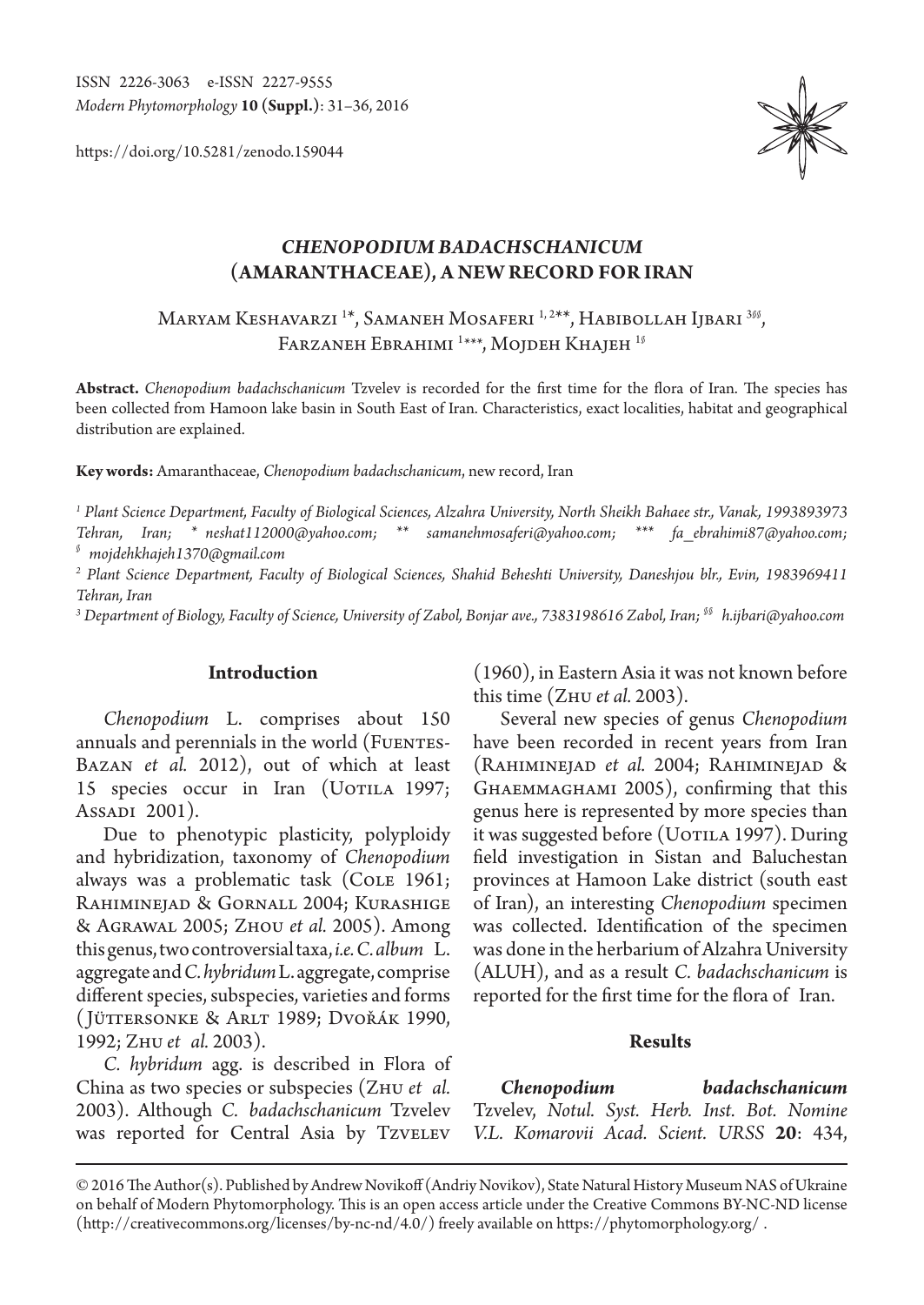ISSN 2226-3063 e-ISSN 2227-9555
*Modern Phytomorphology* **10 (Suppl.)**: 31–36, 2016

https://doi.org/10.5281/zenodo.159044

# *CHENOPODIUM BADACHSCHANICUM* (AMARANTHACEAE), A NEW RECORD FOR IRAN

Maryam Keshavarzi [1]*, Samaneh Mosaferi [1, 2]**, Habibollah Ijbari [3§§], Farzaneh Ebrahimi [1]***, Mojdeh Khajeh [1§]

**Abstract.** *Chenopodium badachschanicum* Tzvelev is recorded for the first time for the flora of Iran. The species has been collected from Hamoon lake basin in South East of Iran. Characteristics, exact localities, habitat and geographical distribution are explained.

**Key words:** Amaranthaceae, *Chenopodium badachschanicum*, new record, Iran

[1] Plant Science Department, Faculty of Biological Sciences, Alzahra University, North Sheikh Bahaee str., Vanak, 1993893973 Tehran, Iran; * neshat112000@yahoo.com; ** samanehmosaferi@yahoo.com; *** fa_ebrahimi87@yahoo.com; [§] mojdehkhajeh1370@gmail.com

[2] Plant Science Department, Faculty of Biological Sciences, Shahid Beheshti University, Daneshjou blr., Evin, 1983969411 Tehran, Iran

[3] Department of Biology, Faculty of Science, University of Zabol, Bonjar ave., 7383198616 Zabol, Iran; [§§] h.ijbari@yahoo.com

## Introduction

*Chenopodium* L. comprises about 150 annuals and perennials in the world (Fuentes-Bazan *et al.* 2012), out of which at least 15 species occur in Iran (Uotila 1997; Assadi 2001).

Due to phenotypic plasticity, polyploidy and hybridization, taxonomy of *Chenopodium* always was a problematic task (Cole 1961; Rahiminejad & Gornall 2004; Kurashige & Agrawal 2005; Zhou *et al.* 2005). Among this genus, two controversial taxa, *i.e. C. album* L. aggregate and *C. hybridum* L. aggregate, comprise different species, subspecies, varieties and forms (Jüttersonke & Arlt 1989; Dvořák 1990, 1992; Zhu *et al.* 2003).

*C. hybridum* agg. is described in Flora of China as two species or subspecies (Zhu *et al.* 2003). Although *C. badachschanicum* Tzvelev was reported for Central Asia by Tzvelev (1960), in Eastern Asia it was not known before this time (Zhu *et al.* 2003).

Several new species of genus *Chenopodium* have been recorded in recent years from Iran (Rahiminejad *et al.* 2004; Rahiminejad & Ghaemmaghami 2005), confirming that this genus here is represented by more species than it was suggested before (Uotila 1997). During field investigation in Sistan and Baluchestan provinces at Hamoon Lake district (south east of Iran), an interesting *Chenopodium* specimen was collected. Identification of the specimen was done in the herbarium of Alzahra University (ALUH), and as a result *C. badachschanicum* is reported for the first time for the flora of Iran.

## Results

***Chenopodium badachschanicum*** Tzvelev, *Notul. Syst. Herb. Inst. Bot. Nomine V.L. Komarovii Acad. Scient. URSS* **20**: 434,

© 2016 The Author(s). Published by Andrew Novikoff (Andriy Novikov), State Natural History Museum NAS of Ukraine on behalf of Modern Phytomorphology. This is an open access article under the Creative Commons BY-NC-ND license (http://creativecommons.org/licenses/by-nc-nd/4.0/) freely available on https://phytomorphology.org/ .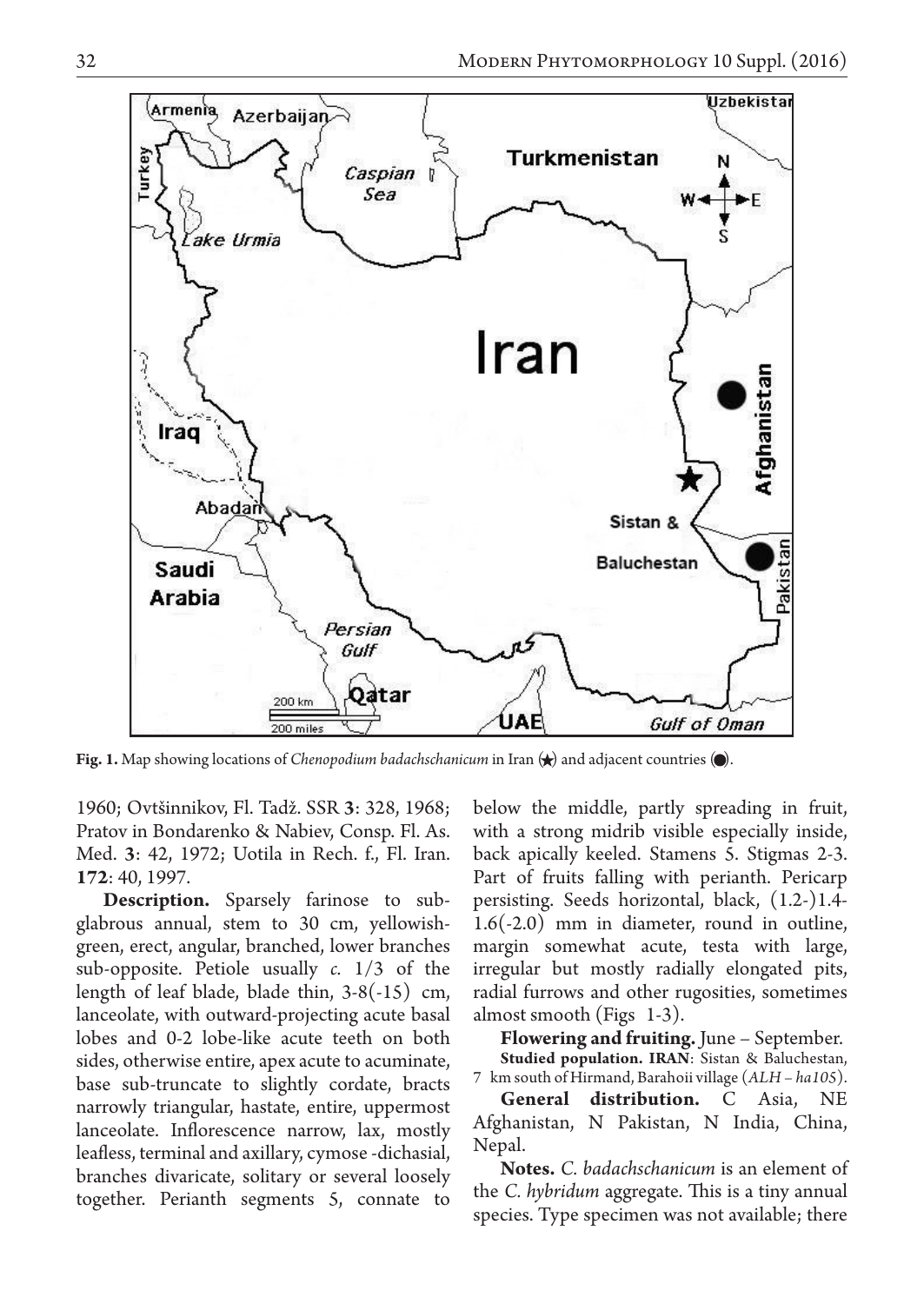**Fig. 1.** Map showing locations of *Chenopodium badachschanicum* in Iran (★) and adjacent countries (●).

1960; Ovtšinnikov, Fl. Tadž. SSR **3**: 328, 1968; Pratov in Bondarenko & Nabiev, Consp. Fl. As. Med. **3**: 42, 1972; Uotila in Rech. f., Fl. Iran. **172**: 40, 1997.

**Description.** Sparsely farinose to subglabrous annual, stem to 30 cm, yellowish-green, erect, angular, branched, lower branches sub-opposite. Petiole usually *c.* 1/3 of the length of leaf blade, blade thin, 3-8(-15) cm, lanceolate, with outward-projecting acute basal lobes and 0-2 lobe-like acute teeth on both sides, otherwise entire, apex acute to acuminate, base sub-truncate to slightly cordate, bracts narrowly triangular, hastate, entire, uppermost lanceolate. Inflorescence narrow, lax, mostly leafless, terminal and axillary, cymose -dichasial, branches divaricate, solitary or several loosely together. Perianth segments 5, connate to below the middle, partly spreading in fruit, with a strong midrib visible especially inside, back apically keeled. Stamens 5. Stigmas 2-3. Part of fruits falling with perianth. Pericarp persisting. Seeds horizontal, black, (1.2-)1.4-1.6(-2.0) mm in diameter, round in outline, margin somewhat acute, testa with large, irregular but mostly radially elongated pits, radial furrows and other rugosities, sometimes almost smooth (Figs 1-3).

**Flowering and fruiting.** June – September.

**Studied population. IRAN**: Sistan & Baluchestan, 7 km south of Hirmand, Barahoii village (*ALH – ha105*).

**General distribution.** C Asia, NE Afghanistan, N Pakistan, N India, China, Nepal.

**Notes.** *C. badachschanicum* is an element of the *C. hybridum* aggregate. This is a tiny annual species. Type specimen was not available; there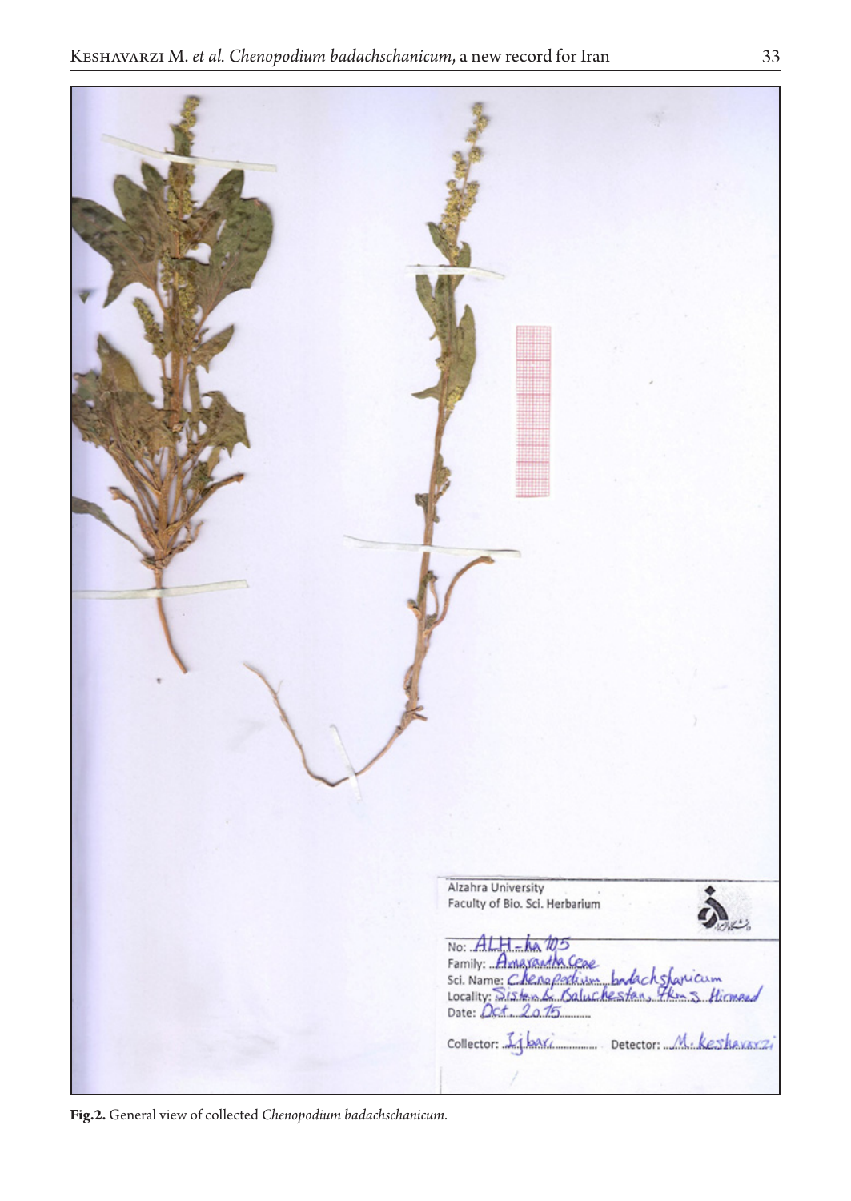**Fig.2.** General view of collected *Chenopodium badachschanicum*.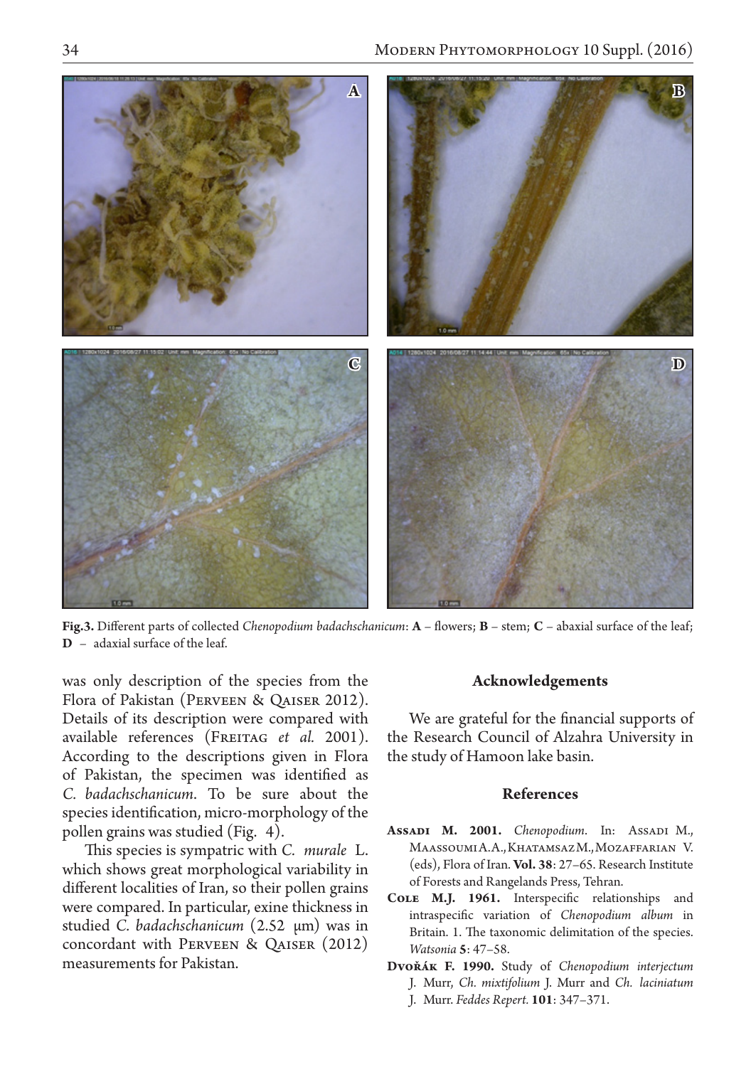**Fig.3.** Different parts of collected *Chenopodium badachschanicum*: **A** – flowers; **B** – stem; **C** – abaxial surface of the leaf; **D** – adaxial surface of the leaf.

was only description of the species from the Flora of Pakistan (Perveen & Qaiser 2012). Details of its description were compared with available references (Freitag *et al.* 2001). According to the descriptions given in Flora of Pakistan, the specimen was identified as *C. badachschanicum*. To be sure about the species identification, micro-morphology of the pollen grains was studied (Fig. 4).

This species is sympatric with *C. murale* L. which shows great morphological variability in different localities of Iran, so their pollen grains were compared. In particular, exine thickness in studied *C. badachschanicum* (2.52 μm) was in concordant with Perveen & Qaiser (2012) measurements for Pakistan.

## Acknowledgements

We are grateful for the financial supports of the Research Council of Alzahra University in the study of Hamoon lake basin.

## References

**Assadi M. 2001.** *Chenopodium*. In: Assadi M., Maassoumi A.A., Khatamsaz M., Mozaffarian V. (eds), Flora of Iran. **Vol. 38**: 27–65. Research Institute of Forests and Rangelands Press, Tehran.

**Cole M.J. 1961.** Interspecific relationships and intraspecific variation of *Chenopodium album* in Britain. 1. The taxonomic delimitation of the species. *Watsonia* **5**: 47–58.

**Dvořák F. 1990.** Study of *Chenopodium interjectum* J. Murr, *Ch. mixtifolium* J. Murr and *Ch. laciniatum* J. Murr. *Feddes Repert.* **101**: 347–371.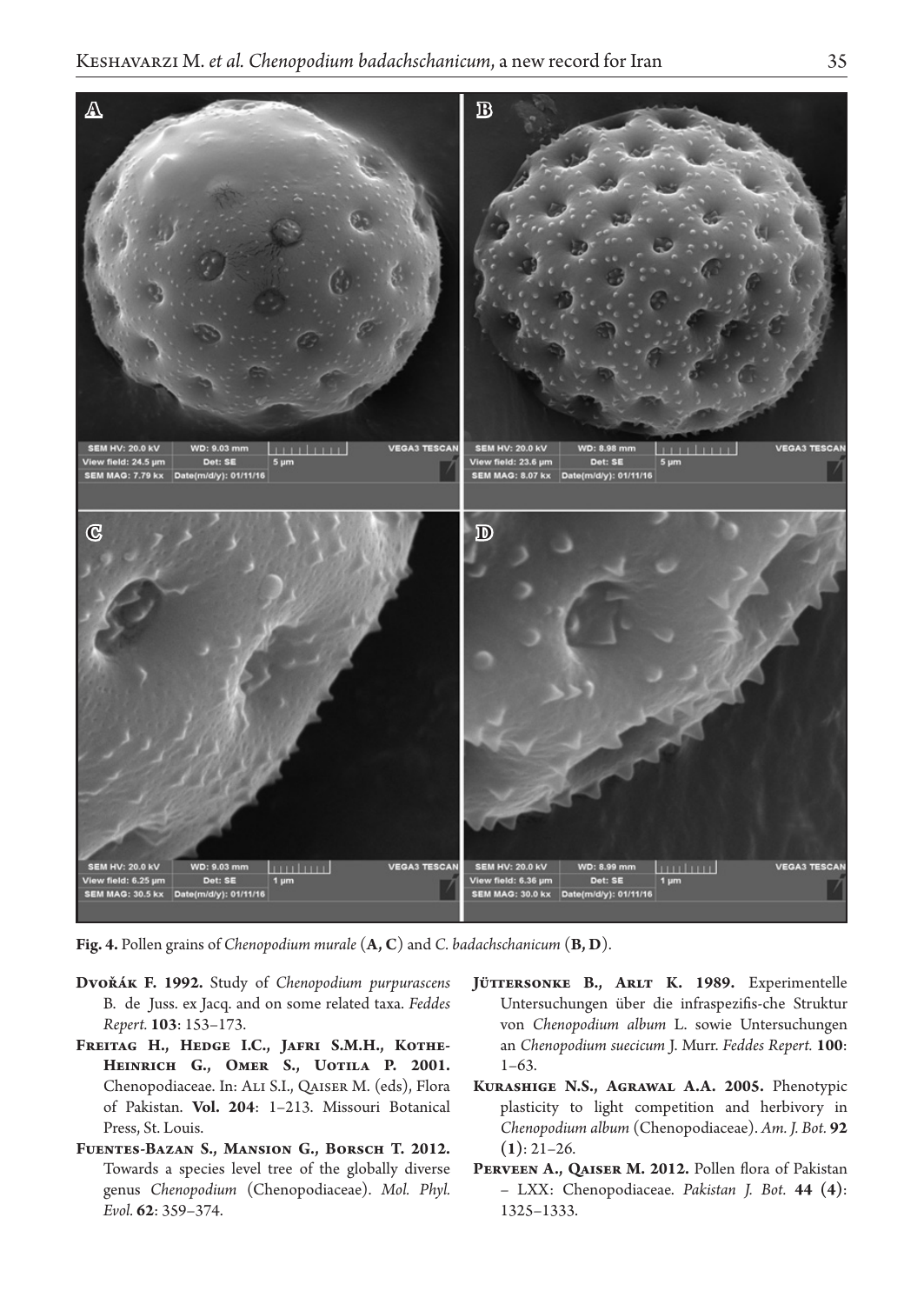**Fig. 4.** Pollen grains of *Chenopodium murale* (**A, C**) and *C. badachschanicum* (**B, D**).

**Dvořák F. 1992.** Study of *Chenopodium purpurascens* B. de Juss. ex Jacq. and on some related taxa. *Feddes Repert.* **103**: 153–173.

**Freitag H., Hedge I.C., Jafri S.M.H., Kothe-Heinrich G., Omer S., Uotila P. 2001.** Chenopodiaceae. In: Ali S.I., Qaiser M. (eds), Flora of Pakistan. **Vol. 204**: 1–213. Missouri Botanical Press, St. Louis.

**Fuentes-Bazan S., Mansion G., Borsch T. 2012.** Towards a species level tree of the globally diverse genus *Chenopodium* (Chenopodiaceae). *Mol. Phyl. Evol.* **62**: 359–374.

**Jüttersonke B., Arlt K. 1989.** Experimentelle Untersuchungen über die infraspezifis-che Struktur von *Chenopodium album* L. sowie Untersuchungen an *Chenopodium suecicum* J. Murr. *Feddes Repert.* **100**: 1–63.

**Kurashige N.S., Agrawal A.A. 2005.** Phenotypic plasticity to light competition and herbivory in *Chenopodium album* (Chenopodiaceae). *Am. J. Bot.* **92** **(1)**: 21–26.

**Perveen A., Qaiser M. 2012.** Pollen flora of Pakistan – LXX: Chenopodiaceae. *Pakistan J. Bot.* **44 (4)**: 1325–1333.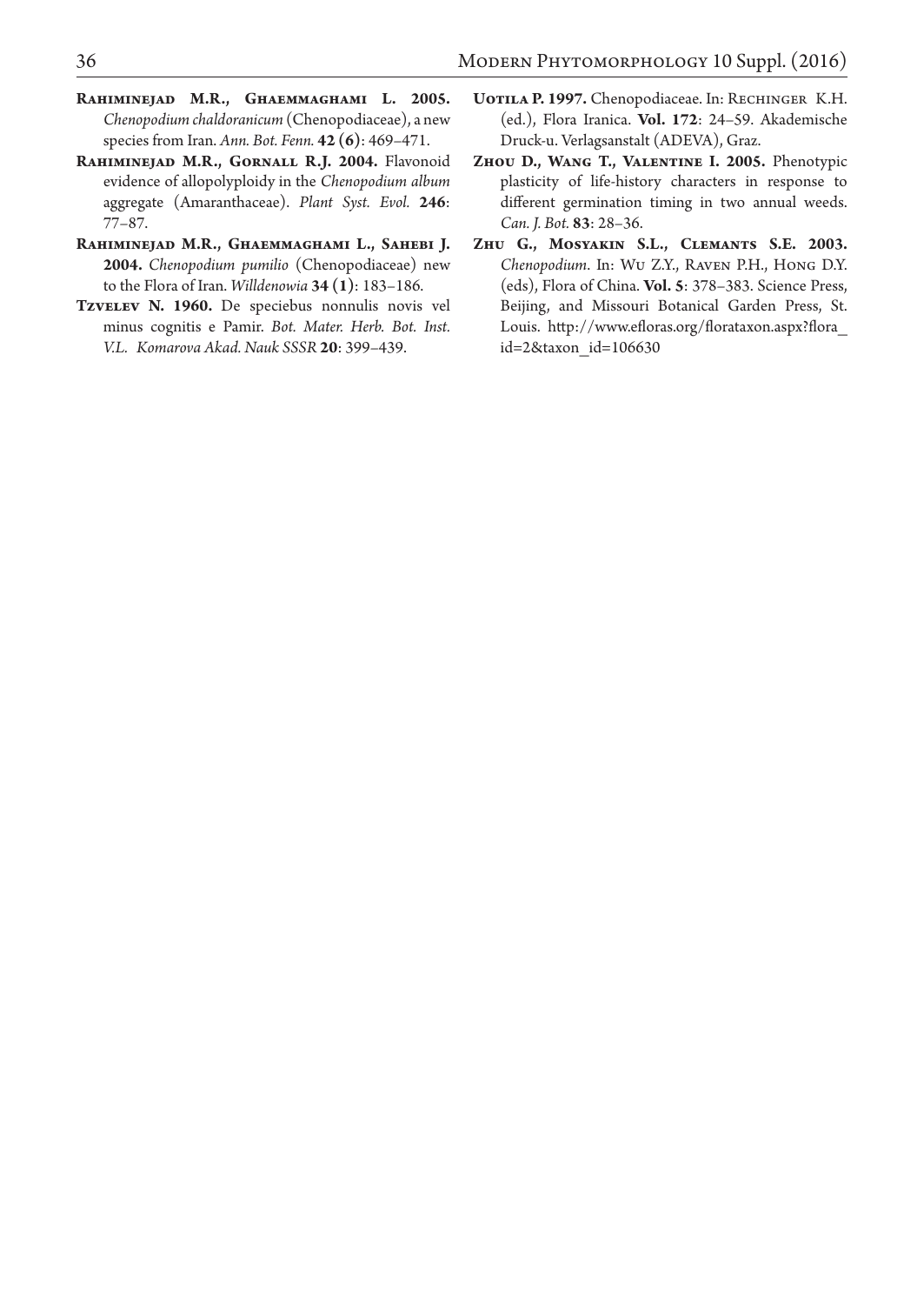**Rahiminejad M.R., Ghaemmaghami L. 2005.** *Chenopodium chaldoranicum* (Chenopodiaceae), a new species from Iran. *Ann. Bot. Fenn.* **42 (6)**: 469–471.

**Rahiminejad M.R., Gornall R.J. 2004.** Flavonoid evidence of allopolyploidy in the *Chenopodium album* aggregate (Amaranthaceae). *Plant Syst. Evol.* **246**: 77–87.

**Rahiminejad M.R., Ghaemmaghami L., Sahebi J. 2004.** *Chenopodium pumilio* (Chenopodiaceae) new to the Flora of Iran. *Willdenowia* **34 (1)**: 183–186.

**Tzvelev N. 1960.** De speciebus nonnulis novis vel minus cognitis e Pamir. *Bot. Mater. Herb. Bot. Inst. V.L. Komarova Akad. Nauk SSSR* **20**: 399–439.

**Uotila P. 1997.** Chenopodiaceae. In: Rechinger K.H. (ed.), Flora Iranica. **Vol. 172**: 24–59. Akademische Druck-u. Verlagsanstalt (ADEVA), Graz.

**Zhou D., Wang T., Valentine I. 2005.** Phenotypic plasticity of life-history characters in response to different germination timing in two annual weeds. *Can. J. Bot.* **83**: 28–36.

**Zhu G., Mosyakin S.L., Clemants S.E. 2003.** *Chenopodium*. In: Wu Z.Y., Raven P.H., Hong D.Y. (eds), Flora of China. **Vol. 5**: 378–383. Science Press, Beijing, and Missouri Botanical Garden Press, St. Louis. http://www.efloras.org/florataxon.aspx?flora_id=2&taxon_id=106630